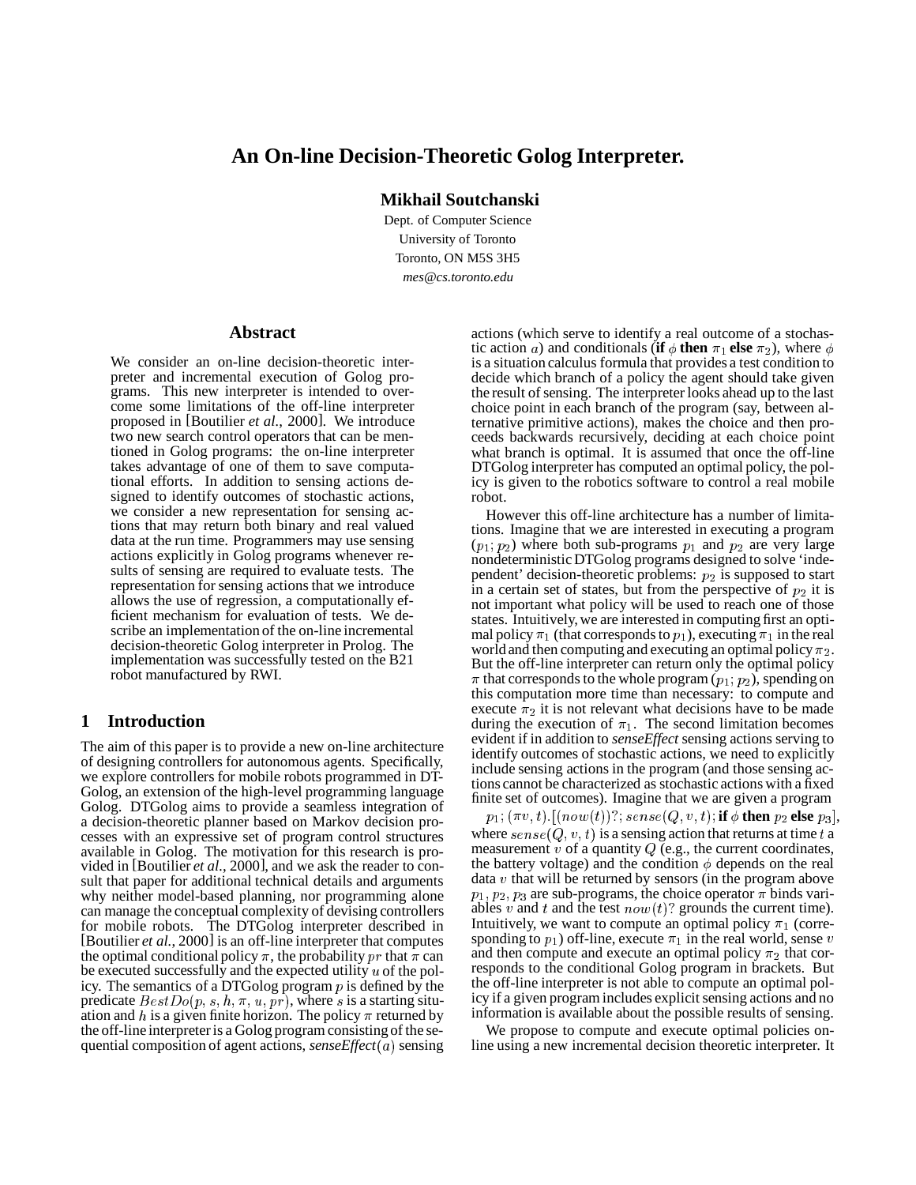# An On-line Decision-Theoretic Golog Interpreter.

**Mikhail Soutchanski**

Dept. of Computer Science
University of Toronto
Toronto, ON M5S 3H5
*mes@cs.toronto.edu*

## Abstract

We consider an on-line decision-theoretic interpreter and incremental execution of Golog programs. This new interpreter is intended to overcome some limitations of the off-line interpreter proposed in [Boutilier *et al.*, 2000]. We introduce two new search control operators that can be mentioned in Golog programs: the on-line interpreter takes advantage of one of them to save computational efforts. In addition to sensing actions designed to identify outcomes of stochastic actions, we consider a new representation for sensing actions that may return both binary and real valued data at the run time. Programmers may use sensing actions explicitly in Golog programs whenever results of sensing are required to evaluate tests. The representation for sensing actions that we introduce allows the use of regression, a computationally efficient mechanism for evaluation of tests. We describe an implementation of the on-line incremental decision-theoretic Golog interpreter in Prolog. The implementation was successfully tested on the B21 robot manufactured by RWI.

## 1 Introduction

The aim of this paper is to provide a new on-line architecture of designing controllers for autonomous agents. Specifically, we explore controllers for mobile robots programmed in DT-Golog, an extension of the high-level programming language Golog. DTGolog aims to provide a seamless integration of a decision-theoretic planner based on Markov decision processes with an expressive set of program control structures available in Golog. The motivation for this research is provided in [Boutilier *et al.*, 2000], and we ask the reader to consult that paper for additional technical details and arguments why neither model-based planning, nor programming alone can manage the conceptual complexity of devising controllers for mobile robots. The DTGolog interpreter described in [Boutilier *et al.*, 2000] is an off-line interpreter that computes the optimal conditional policy $\pi$, the probability $pr$ that $\pi$ can be executed successfully and the expected utility $u$ of the policy. The semantics of a DTGolog program $p$ is defined by the predicate $BestDo(p, s, h, \pi, u, pr)$, where $s$ is a starting situation and $h$ is a given finite horizon. The policy $\pi$ returned by the off-line interpreter is a Golog program consisting of the sequential composition of agent actions, *senseEffect*$(a)$ sensing actions (which serve to identify a real outcome of a stochastic action $a$) and conditionals (**if** $\phi$ **then** $\pi_1$ **else** $\pi_2$), where $\phi$ is a situation calculus formula that provides a test condition to decide which branch of a policy the agent should take given the result of sensing. The interpreter looks ahead up to the last choice point in each branch of the program (say, between alternative primitive actions), makes the choice and then proceeds backwards recursively, deciding at each choice point what branch is optimal. It is assumed that once the off-line DTGolog interpreter has computed an optimal policy, the policy is given to the robotics software to control a real mobile robot.

However this off-line architecture has a number of limitations. Imagine that we are interested in executing a program $(p_1; p_2)$ where both sub-programs $p_1$ and $p_2$ are very large nondeterministic DTGolog programs designed to solve 'independent' decision-theoretic problems: $p_2$ is supposed to start in a certain set of states, but from the perspective of $p_2$ it is not important what policy will be used to reach one of those states. Intuitively, we are interested in computing first an optimal policy $\pi_1$ (that corresponds to $p_1$), executing $\pi_1$ in the real world and then computing and executing an optimal policy $\pi_2$. But the off-line interpreter can return only the optimal policy $\pi$ that corresponds to the whole program $(p_1; p_2)$, spending on this computation more time than necessary: to compute and execute $\pi_2$ it is not relevant what decisions have to be made during the execution of $\pi_1$. The second limitation becomes evident if in addition to *senseEffect* sensing actions serving to identify outcomes of stochastic actions, we need to explicitly include sensing actions in the program (and those sensing actions cannot be characterized as stochastic actions with a fixed finite set of outcomes). Imagine that we are given a program

$p_1; (\pi v, t).[(now(t))?; sense(Q, v, t); \textbf{if } \phi \textbf{ then } p_2 \textbf{ else } p_3]$, where $sense(Q, v, t)$ is a sensing action that returns at time $t$ a measurement $v$ of a quantity $Q$ (e.g., the current coordinates, the battery voltage) and the condition $\phi$ depends on the real data $v$ that will be returned by sensors (in the program above $p_1, p_2, p_3$ are sub-programs, the choice operator $\pi$ binds variables $v$ and $t$ and the test $now(t)?$ grounds the current time). Intuitively, we want to compute an optimal policy $\pi_1$ (corresponding to $p_1$) off-line, execute $\pi_1$ in the real world, sense $v$ and then compute and execute an optimal policy $\pi_2$ that corresponds to the conditional Golog program in brackets. But the off-line interpreter is not able to compute an optimal policy if a given program includes explicit sensing actions and no information is available about the possible results of sensing.

We propose to compute and execute optimal policies on-line using a new incremental decision theoretic interpreter. It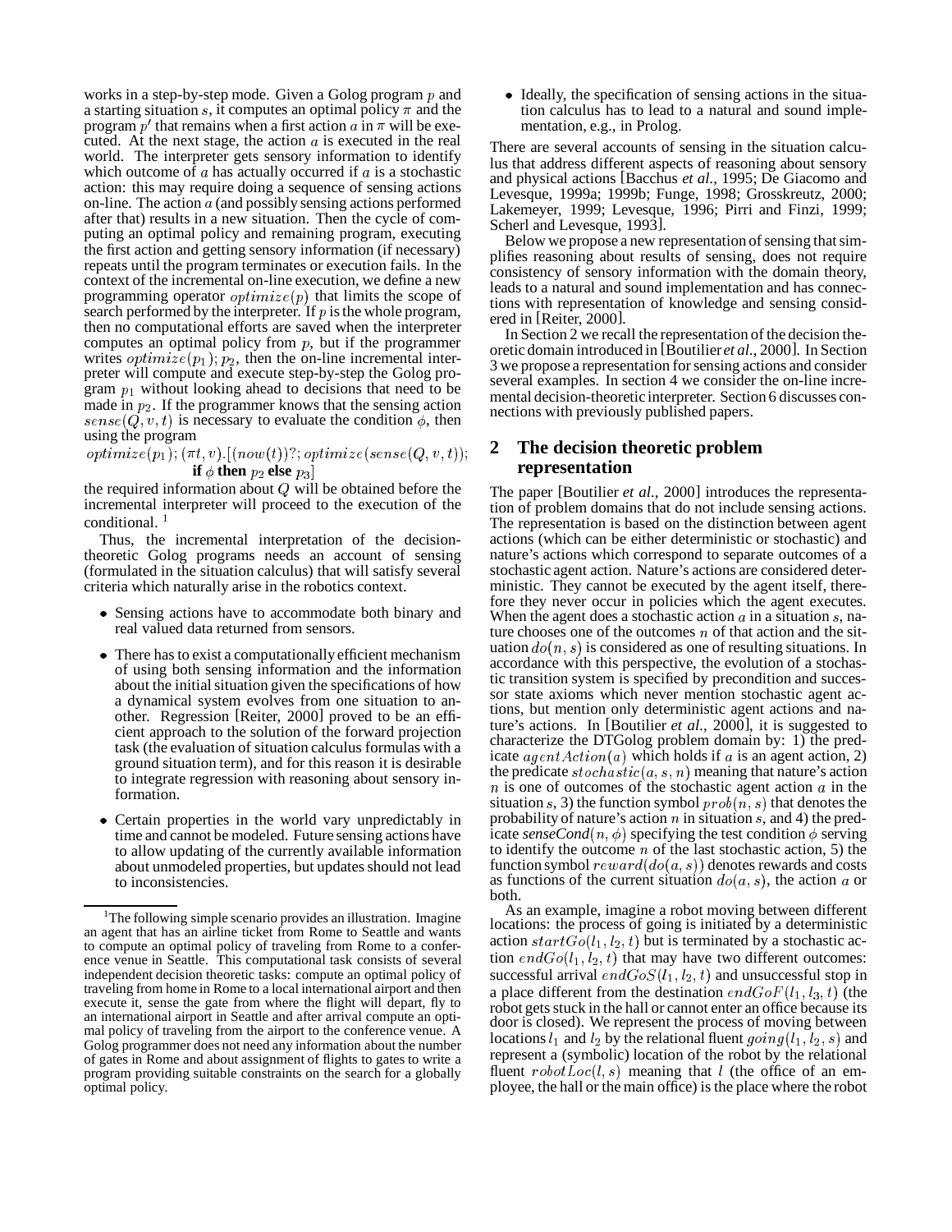works in a step-by-step mode. Given a Golog program $p$ and a starting situation $s$, it computes an optimal policy $\pi$ and the program $p'$ that remains when a first action $a$ in $\pi$ will be executed. At the next stage, the action $a$ is executed in the real world. The interpreter gets sensory information to identify which outcome of $a$ has actually occurred if $a$ is a stochastic action: this may require doing a sequence of sensing actions on-line. The action $a$ (and possibly sensing actions performed after that) results in a new situation. Then the cycle of computing an optimal policy and remaining program, executing the first action and getting sensory information (if necessary) repeats until the program terminates or execution fails. In the context of the incremental on-line execution, we define a new programming operator $optimize(p)$ that limits the scope of search performed by the interpreter. If $p$ is the whole program, then no computational efforts are saved when the interpreter computes an optimal policy from $p$, but if the programmer writes $optimize(p_1); p_2$, then the on-line incremental interpreter will compute and execute step-by-step the Golog program $p_1$ without looking ahead to decisions that need to be made in $p_2$. If the programmer knows that the sensing action $sense(Q, v, t)$ is necessary to evaluate the condition $\phi$, then using the program

$$optimize(p_1); (\pi t, v).[(now(t))?; optimize(sense(Q, v, t)); \textbf{if } \phi \textbf{ then } p_2 \textbf{ else } p_3]$$

the required information about $Q$ will be obtained before the incremental interpreter will proceed to the execution of the conditional. [1]

Thus, the incremental interpretation of the decision-theoretic Golog programs needs an account of sensing (formulated in the situation calculus) that will satisfy several criteria which naturally arise in the robotics context.

- Sensing actions have to accommodate both binary and real valued data returned from sensors.
- There has to exist a computationally efficient mechanism of using both sensing information and the information about the initial situation given the specifications of how a dynamical system evolves from one situation to another. Regression [Reiter, 2000] proved to be an efficient approach to the solution of the forward projection task (the evaluation of situation calculus formulas with a ground situation term), and for this reason it is desirable to integrate regression with reasoning about sensory information.
- Certain properties in the world vary unpredictably in time and cannot be modeled. Future sensing actions have to allow updating of the currently available information about unmodeled properties, but updates should not lead to inconsistencies.
- Ideally, the specification of sensing actions in the situation calculus has to lead to a natural and sound implementation, e.g., in Prolog.

There are several accounts of sensing in the situation calculus that address different aspects of reasoning about sensory and physical actions [Bacchus *et al.*, 1995; De Giacomo and Levesque, 1999a; 1999b; Funge, 1998; Grosskreutz, 2000; Lakemeyer, 1999; Levesque, 1996; Pirri and Finzi, 1999; Scherl and Levesque, 1993].

Below we propose a new representation of sensing that simplifies reasoning about results of sensing, does not require consistency of sensory information with the domain theory, leads to a natural and sound implementation and has connections with representation of knowledge and sensing considered in [Reiter, 2000].

In Section 2 we recall the representation of the decision theoretic domain introduced in [Boutilier *et al.*, 2000]. In Section 3 we propose a representation for sensing actions and consider several examples. In section 4 we consider the on-line incremental decision-theoretic interpreter. Section 6 discusses connections with previously published papers.

## 2 The decision theoretic problem representation

The paper [Boutilier *et al.*, 2000] introduces the representation of problem domains that do not include sensing actions. The representation is based on the distinction between agent actions (which can be either deterministic or stochastic) and nature's actions which correspond to separate outcomes of a stochastic agent action. Nature's actions are considered deterministic. They cannot be executed by the agent itself, therefore they never occur in policies which the agent executes. When the agent does a stochastic action $a$ in a situation $s$, nature chooses one of the outcomes $n$ of that action and the situation $do(n, s)$ is considered as one of resulting situations. In accordance with this perspective, the evolution of a stochastic transition system is specified by precondition and successor state axioms which never mention stochastic agent actions, but mention only deterministic agent actions and nature's actions. In [Boutilier *et al.*, 2000], it is suggested to characterize the DTGolog problem domain by: 1) the predicate $agentAction(a)$ which holds if $a$ is an agent action, 2) the predicate $stochastic(a, s, n)$ meaning that nature's action $n$ is one of outcomes of the stochastic agent action $a$ in the situation $s$, 3) the function symbol $prob(n, s)$ that denotes the probability of nature's action $n$ in situation $s$, and 4) the predicate *senseCond*$(n, \phi)$ specifying the test condition $\phi$ serving to identify the outcome $n$ of the last stochastic action, 5) the function symbol $reward(do(a, s))$ denotes rewards and costs as functions of the current situation $do(a, s)$, the action $a$ or both.

As an example, imagine a robot moving between different locations: the process of going is initiated by a deterministic action $startGo(l_1, l_2, t)$ but is terminated by a stochastic action $endGo(l_1, l_2, t)$ that may have two different outcomes: successful arrival $endGoS(l_1, l_2, t)$ and unsuccessful stop in a place different from the destination $endGoF(l_1, l_3, t)$ (the robot gets stuck in the hall or cannot enter an office because its door is closed). We represent the process of moving between locations $l_1$ and $l_2$ by the relational fluent $going(l_1, l_2, s)$ and represent a (symbolic) location of the robot by the relational fluent $robotLoc(l, s)$ meaning that $l$ (the office of an employee, the hall or the main office) is the place where the robot

[1] The following simple scenario provides an illustration. Imagine an agent that has an airline ticket from Rome to Seattle and wants to compute an optimal policy of traveling from Rome to a conference venue in Seattle. This computational task consists of several independent decision theoretic tasks: compute an optimal policy of traveling from home in Rome to a local international airport and then execute it, sense the gate from where the flight will depart, fly to an international airport in Seattle and after arrival compute an optimal policy of traveling from the airport to the conference venue. A Golog programmer does not need any information about the number of gates in Rome and about assignment of flights to gates to write a program providing suitable constraints on the search for a globally optimal policy.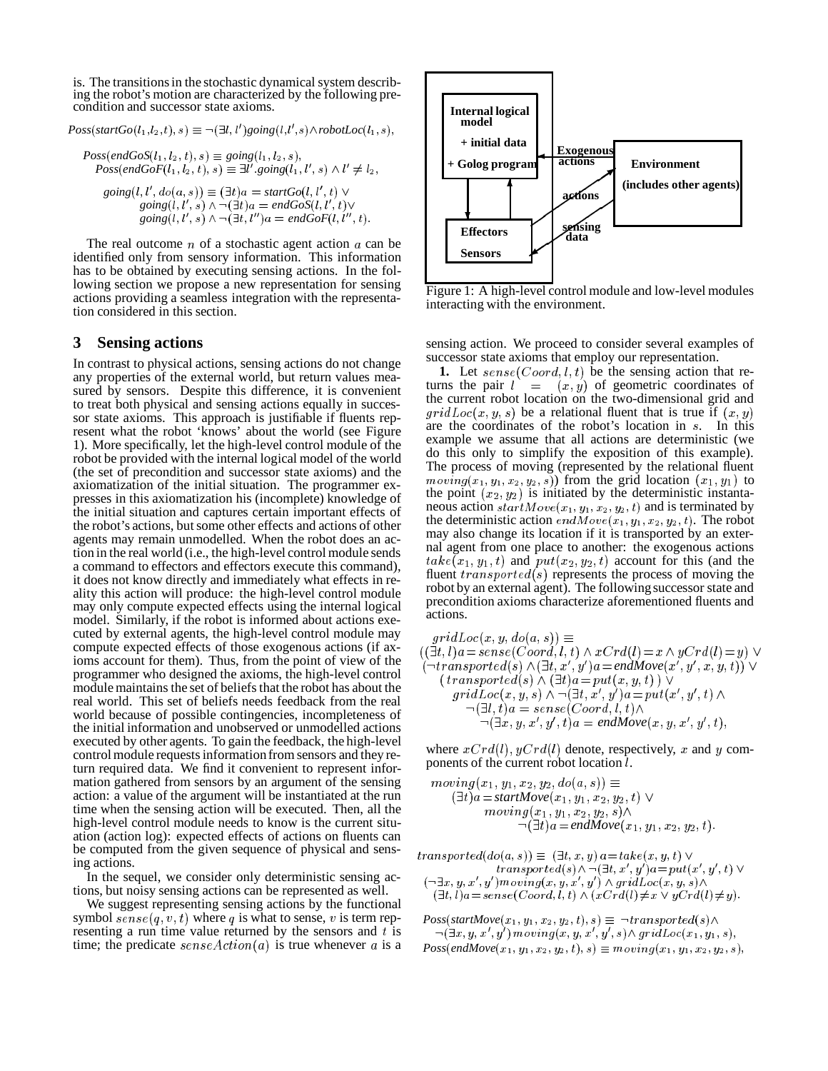is. The transitions in the stochastic dynamical system describing the robot's motion are characterized by the following precondition and successor state axioms.

$$Poss(startGo(l_1,l_2,t), s) \equiv \neg(\exists l, l')going(l,l',s) \wedge robotLoc(l_1, s),$$

$$Poss(endGoS(l_1, l_2, t), s) \equiv going(l_1, l_2, s),$$
$$Poss(endGoF(l_1, l_2, t), s) \equiv \exists l'.going(l_1, l', s) \wedge l' \neq l_2,$$

$$\begin{aligned} going(l, l', do(a, s)) \equiv\ & (\exists t)a = startGo(l, l', t) \vee \\ & going(l, l', s) \wedge \neg(\exists t)a = endGoS(l, l', t) \vee \\ & going(l, l', s) \wedge \neg(\exists t, l'')a = endGoF(l, l'', t). \end{aligned}$$

The real outcome $n$ of a stochastic agent action $a$ can be identified only from sensory information. This information has to be obtained by executing sensing actions. In the following section we propose a new representation for sensing actions providing a seamless integration with the representation considered in this section.

## 3 Sensing actions

In contrast to physical actions, sensing actions do not change any properties of the external world, but return values measured by sensors. Despite this difference, it is convenient to treat both physical and sensing actions equally in successor state axioms. This approach is justifiable if fluents represent what the robot 'knows' about the world (see Figure 1). More specifically, let the high-level control module of the robot be provided with the internal logical model of the world (the set of precondition and successor state axioms) and the axiomatization of the initial situation. The programmer expresses in this axiomatization his (incomplete) knowledge of the initial situation and captures certain important effects of the robot's actions, but some other effects and actions of other agents may remain unmodelled. When the robot does an action in the real world (i.e., the high-level control module sends a command to effectors and effectors execute this command), it does not know directly and immediately what effects in reality this action will produce: the high-level control module may only compute expected effects using the internal logical model. Similarly, if the robot is informed about actions executed by external agents, the high-level control module may compute expected effects of those exogenous actions (if axioms account for them). Thus, from the point of view of the programmer who designed the axioms, the high-level control module maintains the set of beliefs that the robot has about the real world. This set of beliefs needs feedback from the real world because of possible contingencies, incompleteness of the initial information and unobserved or unmodelled actions executed by other agents. To gain the feedback, the high-level control module requests information from sensors and they return required data. We find it convenient to represent information gathered from sensors by an argument of the sensing action: a value of the argument will be instantiated at the run time when the sensing action will be executed. Then, all the high-level control module needs to know is the current situation (action log): expected effects of actions on fluents can be computed from the given sequence of physical and sensing actions.

In the sequel, we consider only deterministic sensing actions, but noisy sensing actions can be represented as well.

We suggest representing sensing actions by the functional symbol $sense(q, v, t)$ where $q$ is what to sense, $v$ is term representing a run time value returned by the sensors and $t$ is time; the predicate $senseAction(a)$ is true whenever $a$ is a sensing action. We proceed to consider several examples of successor state axioms that employ our representation.

Figure 1: A high-level control module and low-level modules interacting with the environment.

**1.** Let $sense(Coord, l, t)$ be the sensing action that returns the pair $l = (x, y)$ of geometric coordinates of the current robot location on the two-dimensional grid and $gridLoc(x, y, s)$ be a relational fluent that is true if $(x, y)$ are the coordinates of the robot's location in $s$. In this example we assume that all actions are deterministic (we do this only to simplify the exposition of this example). The process of moving (represented by the relational fluent $moving(x_1, y_1, x_2, y_2, s)$) from the grid location $(x_1, y_1)$ to the point $(x_2, y_2)$ is initiated by the deterministic instantaneous action $startMove(x_1, y_1, x_2, y_2, t)$ and is terminated by the deterministic action $endMove(x_1, y_1, x_2, y_2, t)$. The robot may also change its location if it is transported by an external agent from one place to another: the exogenous actions $take(x_1, y_1, t)$ and $put(x_2, y_2, t)$ account for this (and the fluent $transported(s)$ represents the process of moving the robot by an external agent). The following successor state and precondition axioms characterize aforementioned fluents and actions.

$$\begin{aligned} & gridLoc(x, y, do(a, s)) \equiv \\ & ((\exists t, l)a = sense(Coord, l, t) \wedge xCrd(l) = x \wedge yCrd(l) = y) \vee \\ & (\neg transported(s) \wedge (\exists t, x', y')a = endMove(x', y', x, y, t)) \vee \\ & \quad (transported(s) \wedge (\exists t)a = put(x, y, t)\ ) \vee \\ & \quad gridLoc(x, y, s) \wedge \neg(\exists t, x', y')a = put(x', y', t) \wedge \\ & \quad \neg(\exists l, t)a = sense(Coord, l, t) \wedge \\ & \quad \neg(\exists x, y, x', y', t)a = endMove(x, y, x', y', t), \end{aligned}$$

where $xCrd(l), yCrd(l)$ denote, respectively, $x$ and $y$ components of the current robot location $l$.

$$\begin{aligned} & moving(x_1, y_1, x_2, y_2, do(a, s)) \equiv \\ & \quad (\exists t)a = startMove(x_1, y_1, x_2, y_2, t) \vee \\ & \quad moving(x_1, y_1, x_2, y_2, s) \wedge \\ & \quad \neg(\exists t)a = endMove(x_1, y_1, x_2, y_2, t). \end{aligned}$$

$$\begin{aligned} & transported(do(a, s)) \equiv (\exists t, x, y)\, a = take(x, y, t) \vee \\ & \quad transported(s) \wedge \neg(\exists t, x', y')a = put(x', y', t) \vee \\ & (\neg\exists x, y, x', y')moving(x, y, x', y') \wedge gridLoc(x, y, s) \wedge \\ & \quad (\exists t, l)a = sense(Coord, l, t) \wedge (xCrd(l) \neq x \vee yCrd(l) \neq y). \end{aligned}$$

$$\begin{aligned} & Poss(startMove(x_1, y_1, x_2, y_2, t), s) \equiv \neg transported(s) \wedge \\ & \quad \neg(\exists x, y, x', y')\, moving(x, y, x', y', s) \wedge gridLoc(x_1, y_1, s), \\ & Poss(endMove(x_1, y_1, x_2, y_2, t), s) \equiv moving(x_1, y_1, x_2, y_2, s), \end{aligned}$$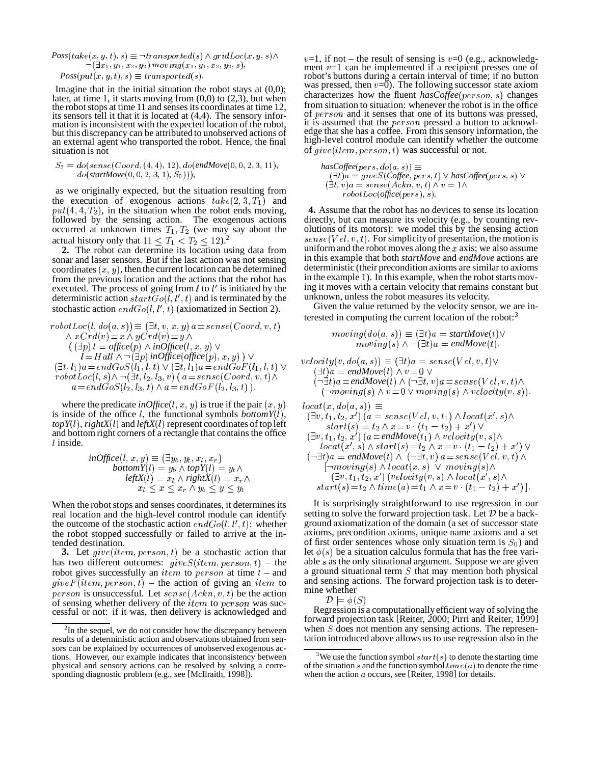$$Poss(take(x,y,t),s) \equiv \neg transported(s) \wedge gridLoc(x,y,s) \wedge \neg(\exists x_1, y_1, x_2, y_2)\, moving(x_1, y_1, x_2, y_2, s),$$
$$Poss(put(x,y,t),s) \equiv transported(s).$$

Imagine that in the initial situation the robot stays at (0,0); later, at time 1, it starts moving from (0,0) to (2,3), but when the robot stops at time 11 and senses its coordinates at time 12, its sensors tell it that it is located at (4,4). The sensory information is inconsistent with the expected location of the robot, but this discrepancy can be attributed to unobserved actions of an external agent who transported the robot. Hence, the final situation is not

$$S_3 = do(sense(Coord,(4,4),12), do(endMove(0,0,2,3,11), do(startMove(0,0,2,3,1), S_0))),$$

as we originally expected, but the situation resulting from the execution of exogenous actions $take(2,3,T_1)$ and $put(4,4,T_2)$, in the situation when the robot ends moving, followed by the sensing action. The exogenous actions occurred at unknown times $T_1, T_2$ (we may say about the actual history only that $11 \leq T_1 < T_2 \leq 12$).[2]

**2.** The robot can determine its location using data from sonar and laser sensors. But if the last action was not sensing coordinates $(x,y)$, then the current location can be determined from the previous location and the actions that the robot has executed. The process of going from $l$ to $l'$ is initiated by the deterministic action $startGo(l,l',t)$ and is terminated by the stochastic action $endGo(l,l',t)$ (axiomatized in Section 2).

$$\begin{array}{l}
robotLoc(l, do(a,s)) \equiv (\exists t, v, x, y)\, a = sense(Coord, v, t) \\
\quad \wedge\, xCrd(v) = x \wedge yCrd(v) = y \wedge \\
\quad (\, (\exists p)\, l = office(p) \wedge inOffice(l, x, y) \vee \\
\quad\quad l = Hall \wedge \neg(\exists p)\, inOffice(office(p), x, y)\,) \vee \\
(\exists t, l_1) a = endGoS(l_1, l, t) \vee (\exists t, l_1) a = endGoF(l_1, l, t) \vee \\
robotLoc(l,s) \wedge \neg(\exists t, l_2, l_3, v)\, (\, a = sense(Coord, v, t) \wedge \\
\quad a = endGoS(l_2, l_3, t) \wedge a = endGoF(l_2, l_3, t)\,).
\end{array}$$

where the predicate $inOffice(l,x,y)$ is true if the pair $(x,y)$ is inside of the office $l$, the functional symbols $bottomY(l)$, $topY(l)$, $rightX(l)$ and $leftX(l)$ represent coordinates of top left and bottom right corners of a rectangle that contains the office $l$ inside.

$$\begin{array}{l}
inOffice(l,x,y) \equiv (\exists y_b, y_t, x_l, x_r) \\
\quad bottomY(l) = y_b \wedge topY(l) = y_t \wedge \\
\quad leftX(l) = x_l \wedge rightX(l) = x_r \wedge \\
\quad x_l \leq x \leq x_r \wedge y_b \leq y \leq y_t
\end{array}$$

When the robot stops and senses coordinates, it determines its real location and the high-level control module can identify the outcome of the stochastic action $endGo(l,l',t)$: whether the robot stopped successfully or failed to arrive at the intended destination.

**3.** Let $give(item, person, t)$ be a stochastic action that has two different outcomes: $giveS(item, person, t)$ – the robot gives successfully an $item$ to $person$ at time $t$ – and $giveF(item, person, t)$ – the action of giving an $item$ to $person$ is unsuccessful. Let $sense(Ackn, v, t)$ be the action of sensing whether delivery of the $item$ to $person$ was successful or not: if it was, then delivery is acknowledged and $v$=1, if not – the result of sensing is $v$=0 (e.g., acknowledgment $v$=1 can be implemented if a recipient presses one of robot's buttons during a certain interval of time; if no button was pressed, then $v$=0). The following successor state axiom characterizes how the fluent $hasCoffee(person, s)$ changes from situation to situation: whenever the robot is in the office of $person$ and it senses that one of its buttons was pressed, it is assumed that the $person$ pressed a button to acknowledge that she has a coffee. From this sensory information, the high-level control module can identify whether the outcome of $give(item, person, t)$ was successful or not.

$$\begin{array}{l}
hasCoffee(pers, do(a,s)) \equiv \\
\quad (\exists t) a = giveS(Coffee, pers, t) \vee hasCoffee(pers, s) \vee \\
\quad (\exists t, v) a = sense(Ackn, v, t) \wedge v = 1 \wedge \\
\quad\quad robotLoc(office(pers), s).
\end{array}$$

**4.** Assume that the robot has no devices to sense its location directly, but can measure its velocity (e.g., by counting revolutions of its motors): we model this by the sensing action $sense(Vel, v, t)$. For simplicity of presentation, the motion is uniform and the robot moves along the $x$ axis; we also assume in this example that both $startMove$ and $endMove$ actions are deterministic (their precondition axioms are similar to axioms in the example 1). In this example, when the robot starts moving it moves with a certain velocity that remains constant but unknown, unless the robot measures its velocity.

Given the value returned by the velocity sensor, we are interested in computing the current location of the robot:[3]

$$\begin{array}{l}
moving(do(a,s)) \equiv (\exists t) a = startMove(t) \vee \\
\quad moving(s) \wedge \neg(\exists t) a = endMove(t).
\end{array}$$

$$\begin{array}{l}
velocity(v, do(a,s)) \equiv (\exists t) a = sense(Vel, v, t) \vee \\
\quad (\exists t) a = endMove(t) \wedge v = 0 \vee \\
\quad (\neg\exists t) a = endMove(t) \wedge (\neg\exists t, v) a = sense(Vel, v, t) \wedge \\
\quad\quad (\neg moving(s) \wedge v = 0 \vee moving(s) \wedge velocity(v,s)).
\end{array}$$

$$\begin{array}{l}
locat(x, do(a,s)) \equiv \\
(\exists v, t_1, t_2, x')\, (a = sense(Vel, v, t_1) \wedge locat(x', s) \wedge \\
\quad start(s) = t_2 \wedge x = v \cdot (t_1 - t_2) + x') \vee \\
(\exists v, t_1, t_2, x')\, (a = endMove(t_1) \wedge velocity(v,s) \wedge \\
\quad locat(x', s) \wedge start(s) = t_2 \wedge x = v \cdot (t_1 - t_2) + x') \vee \\
(\neg\exists t) a = endMove(t) \wedge (\neg\exists t, v)\, a = sense(Vel, v, t) \wedge \\
\quad [\neg moving(s) \wedge locat(x,s) \vee moving(s) \wedge \\
\quad\quad (\exists v, t_1, t_2, x')\, (velocity(v,s) \wedge locat(x', s) \wedge \\
\quad start(s) = t_2 \wedge time(a) = t_1 \wedge x = v \cdot (t_1 - t_2) + x')\,].
\end{array}$$

It is surprisingly straightforward to use regression in our setting to solve the forward projection task. Let $\mathcal{D}$ be a background axiomatization of the domain (a set of successor state axioms, precondition axioms, unique name axioms and a set of first order sentences whose only situation term is $S_0$) and let $\phi(s)$ be a situation calculus formula that has the free variable $s$ as the only situational argument. Suppose we are given a ground situational term $S$ that may mention both physical and sensing actions. The forward projection task is to determine whether

$$\mathcal{D} \models \phi(S)$$

Regression is a computationally efficient way of solving the forward projection task [Reiter, 2000; Pirri and Reiter, 1999] when $S$ does not mention any sensing actions. The representation introduced above allows us to use regression also in the

[2] In the sequel, we do not consider how the discrepancy between results of a deterministic action and observations obtained from sensors can be explained by occurrences of unobserved exogenous actions. However, our example indicates that inconsistency between physical and sensory actions can be resolved by solving a corresponding diagnostic problem (e.g., see [McIlraith, 1998]).

[3] We use the function symbol $start(s)$ to denote the starting time of the situation $s$ and the function symbol $time(a)$ to denote the time when the action $a$ occurs, see [Reiter, 1998] for details.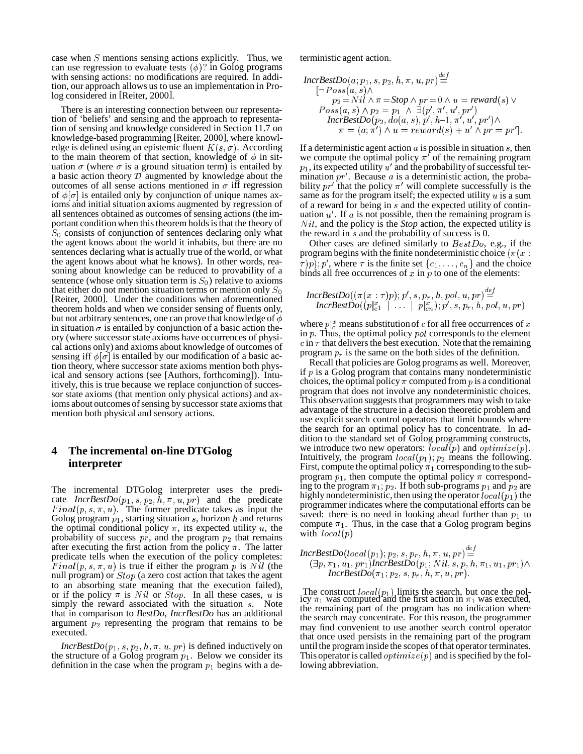case when $S$ mentions sensing actions explicitly. Thus, we can use regression to evaluate tests $(\phi)?$ in Golog programs with sensing actions: no modifications are required. In addition, our approach allows us to use an implementation in Prolog considered in [Reiter, 2000].

There is an interesting connection between our representation of 'beliefs' and sensing and the approach to representation of sensing and knowledge considered in Section 11.7 on knowledge-based programming [Reiter, 2000], where knowledge is defined using an epistemic fluent $K(s, \sigma)$. According to the main theorem of that section, knowledge of $\phi$ in situation $\sigma$ (where $\sigma$ is a ground situation term) is entailed by a basic action theory $\mathcal{D}$ augmented by knowledge about the outcomes of all sense actions mentioned in $\sigma$ iff regression of $\phi[\sigma]$ is entailed only by conjunction of unique names axioms and initial situation axioms augmented by regression of all sentences obtained as outcomes of sensing actions (the important condition when this theorem holds is that the theory of $S_0$ consists of conjunction of sentences declaring only what the agent knows about the world it inhabits, but there are no sentences declaring what is actually true of the world, or what the agent knows about what he knows). In other words, reasoning about knowledge can be reduced to provability of a sentence (whose only situation term is $S_0$) relative to axioms that either do not mention situation terms or mention only $S_0$ [Reiter, 2000]. Under the conditions when aforementioned theorem holds and when we consider sensing of fluents only, but not arbitrary sentences, one can prove that knowledge of $\phi$ in situation $\sigma$ is entailed by conjunction of a basic action theory (where successor state axioms have occurrences of physical actions only) and axioms about knowledge of outcomes of sensing iff $\phi[\sigma]$ is entailed by our modification of a basic action theory, where successor state axioms mention both physical and sensory actions (see [Authors, forthcoming]). Intuitively, this is true because we replace conjunction of successor state axioms (that mention only physical actions) and axioms about outcomes of sensing by successor state axioms that mention both physical and sensory actions.

## 4 The incremental on-line DTGolog interpreter

The incremental DTGolog interpreter uses the predicate *IncrBestDo*$(p_1, s, p_2, h, \pi, u, pr)$ and the predicate $Final(p, s, \pi, u)$. The former predicate takes as input the Golog program $p_1$, starting situation $s$, horizon $h$ and returns the optimal conditional policy $\pi$, its expected utility $u$, the probability of success $pr$, and the program $p_2$ that remains after executing the first action from the policy $\pi$. The latter predicate tells when the execution of the policy completes: $Final(p, s, \pi, u)$ is true if either the program $p$ is $Nil$ (the null program) or $Stop$ (a zero cost action that takes the agent to an absorbing state meaning that the execution failed), or if the policy $\pi$ is $Nil$ or $Stop$. In all these cases, $u$ is simply the reward associated with the situation $s$. Note that in comparison to *BestDo*, *IncrBestDo* has an additional argument $p_2$ representing the program that remains to be executed.

*IncrBestDo*$(p_1, s, p_2, h, \pi, u, pr)$ is defined inductively on the structure of a Golog program $p_1$. Below we consider its definition in the case when the program $p_1$ begins with a deterministic agent action.

$$
\begin{array}{l}
\mathit{IncrBestDo}(a; p_1, s, p_2, h, \pi, u, pr) \stackrel{def}{=} \\
\quad [\neg Poss(a, s) \wedge \\
\qquad p_2 = Nil \wedge \pi = \mathit{Stop} \wedge pr = 0 \wedge u = \mathit{reward}(s) \vee \\
\quad Poss(a, s) \wedge p_2 = p_1 \wedge \exists (p', \pi', u', pr') \\
\qquad \mathit{IncrBestDo}(p_2, do(a, s), p', h{-}1, \pi', u', pr') \wedge \\
\qquad\quad \pi = (a; \pi') \wedge u = reward(s) + u' \wedge pr = pr'].
\end{array}
$$

If a deterministic agent action $a$ is possible in situation $s$, then we compute the optimal policy $\pi'$ of the remaining program $p_1$, its expected utility $u'$ and the probability of successful termination $pr'$. Because $a$ is a deterministic action, the probability $pr'$ that the policy $\pi'$ will complete successfully is the same as for the program itself; the expected utility $u$ is a sum of a reward for being in $s$ and the expected utility of continuation $u'$. If $a$ is not possible, then the remaining program is $Nil$, and the policy is the *Stop* action, the expected utility is the reward in $s$ and the probability of success is 0.

Other cases are defined similarly to $BestDo$, e.g., if the program begins with the finite nondeterministic choice $(\pi(x : \tau)p); p'$, where $\tau$ is the finite set $\{c_1, \ldots, c_n\}$ and the choice binds all free occurrences of $x$ in $p$ to one of the elements:

$$
\begin{array}{l}
\mathit{IncrBestDo}((\pi(x : \tau)p); p', s, p_r, h, pol, u, pr) \stackrel{def}{=} \\
\quad \mathit{IncrBestDo}((p|^x_{c1} \ | \ \ldots \ | \ p|^x_{cn}); p', s, p_r, h, pol, u, pr)
\end{array}
$$

where $p|^x_c$ means substitution of $c$ for all free occurrences of $x$ in $p$. Thus, the optimal policy $pol$ corresponds to the element $c$ in $\tau$ that delivers the best execution. Note that the remaining program $p_r$ is the same on the both sides of the definition.

Recall that policies are Golog programs as well. Moreover, if $p$ is a Golog program that contains many nondeterministic choices, the optimal policy $\pi$ computed from $p$ is a conditional program that does not involve any nondeterministic choices. This observation suggests that programmers may wish to take advantage of the structure in a decision theoretic problem and use explicit search control operators that limit bounds where the search for an optimal policy has to concentrate. In addition to the standard set of Golog programming constructs, we introduce two new operators: $local(p)$ and $optimize(p)$. Intuitively, the program $local(p_1); p_2$ means the following. First, compute the optimal policy $\pi_1$ corresponding to the sub-program $p_1$, then compute the optimal policy $\pi$ corresponding to the program $\pi_1; p_2$. If both sub-programs $p_1$ and $p_2$ are highly nondeterministic, then using the operator $local(p_1)$ the programmer indicates where the computational efforts can be saved: there is no need in looking ahead further than $p_1$ to compute $\pi_1$. Thus, in the case that a Golog program begins with $local(p)$

$$
\begin{array}{l}
\mathit{IncrBestDo}(local(p_1); p_2, s, p_r, h, \pi, u, pr) \stackrel{def}{=} \\
\quad (\exists p, \pi_1, u_1, pr_1) \mathit{IncrBestDo}(p_1; Nil, s, p, h, \pi_1, u_1, pr_1) \wedge \\
\qquad \mathit{IncrBestDo}(\pi_1; p_2, s, p_r, h, \pi, u, pr).
\end{array}
$$

The construct $local(p_1)$ limits the search, but once the policy $\pi_1$ was computed and the first action in $\pi_1$ was executed, the remaining part of the program has no indication where the search may concentrate. For this reason, the programmer may find convenient to use another search control operator that once used persists in the remaining part of the program until the program inside the scopes of that operator terminates. This operator is called $optimize(p)$ and is specified by the following abbreviation.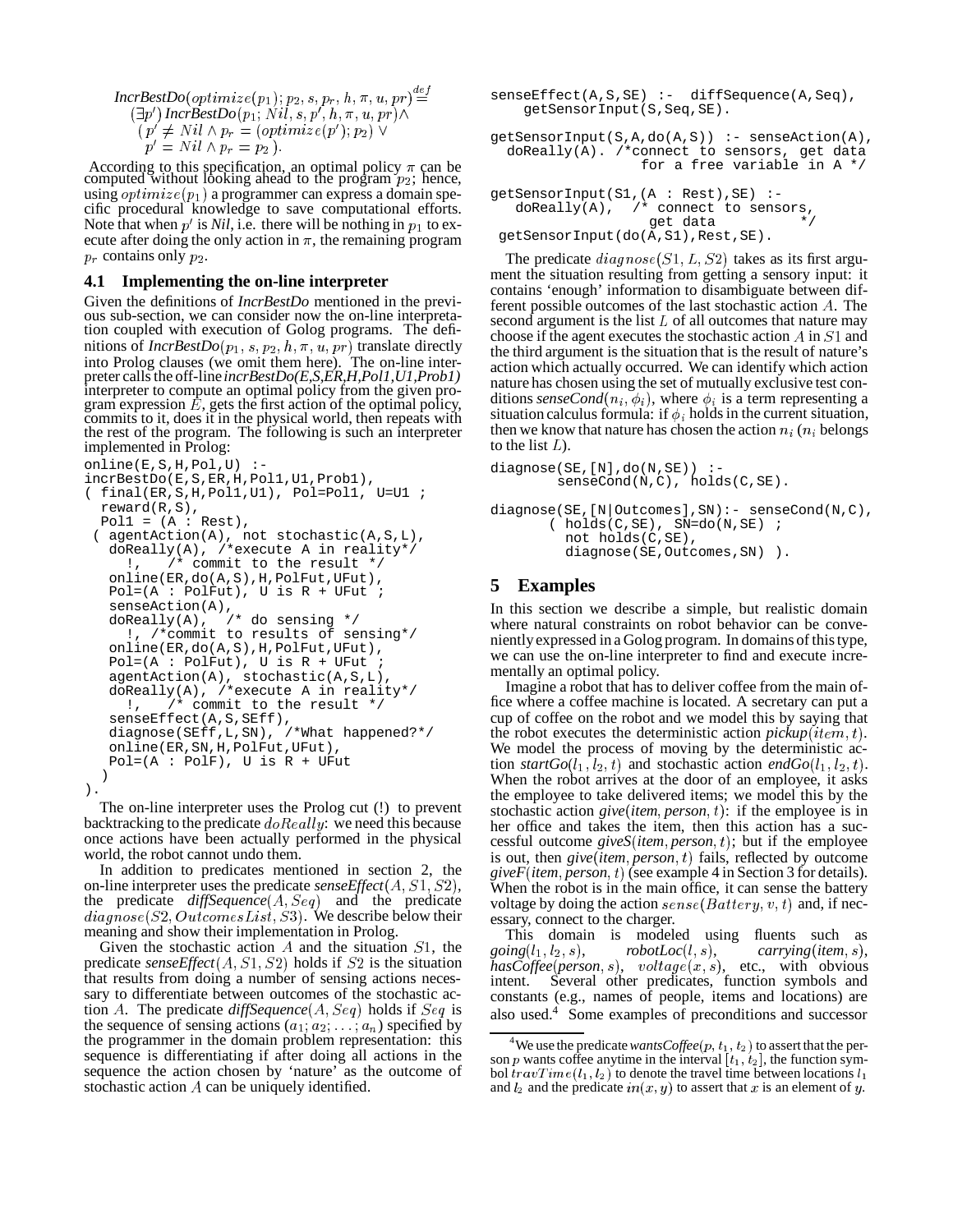$$\textit{IncrBestDo}(optimize(p_1); p_2, s, p_r, h, \pi, u, pr) \stackrel{def}{=} \\ (\exists p')\, \textit{IncrBestDo}(p_1; Nil, s, p', h, \pi, u, pr) \wedge \\ (p' \neq Nil \wedge p_r = (optimize(p'); p_2) \vee \\ p' = Nil \wedge p_r = p_2).$$

According to this specification, an optimal policy $\pi$ can be computed without looking ahead to the program $p_2$; hence, using $optimize(p_1)$ a programmer can express a domain specific procedural knowledge to save computational efforts. Note that when $p'$ is *Nil*, i.e. there will be nothing in $p_1$ to execute after doing the only action in $\pi$, the remaining program $p_r$ contains only $p_2$.

### 4.1 Implementing the on-line interpreter

Given the definitions of *IncrBestDo* mentioned in the previous sub-section, we can consider now the on-line interpretation coupled with execution of Golog programs. The definitions of *IncrBestDo*$(p_1, s, p_2, h, \pi, u, pr)$ translate directly into Prolog clauses (we omit them here). The on-line interpreter calls the off-line *incrBestDo(E,S,ER,H,Pol1,U1,Prob1)* interpreter to compute an optimal policy from the given program expression $E$, gets the first action of the optimal policy, commits to it, does it in the physical world, then repeats with the rest of the program. The following is such an interpreter implemented in Prolog:

```
online(E,S,H,Pol,U) :-
incrBestDo(E,S,ER,H,Pol1,U1,Prob1),
( final(ER,S,H,Pol1,U1), Pol=Pol1, U=U1 ;
  reward(R,S),
  Pol1 = (A : Rest),
 ( agentAction(A), not stochastic(A,S,L),
   doReally(A), /*execute A in reality*/
     !,   /* commit to the result */
   online(ER,do(A,S),H,PolFut,UFut),
   Pol=(A : PolFut), U is R + UFut ;
   senseAction(A),
   doReally(A),  /* do sensing */
     !, /*commit to results of sensing*/
   online(ER,do(A,S),H,PolFut,UFut),
   Pol=(A : PolFut), U is R + UFut ;
   agentAction(A), stochastic(A,S,L),
   doReally(A), /*execute A in reality*/
     !,   /* commit to the result */
   senseEffect(A,S,SEff),
   diagnose(SEff,L,SN), /*What happened?*/
   online(ER,SN,H,PolFut,UFut),
   Pol=(A : PolF), U is R + UFut
  )
).
```

The on-line interpreter uses the Prolog cut (!) to prevent backtracking to the predicate $doReally$: we need this because once actions have been actually performed in the physical world, the robot cannot undo them.

In addition to predicates mentioned in section 2, the on-line interpreter uses the predicate *senseEffect*$(A, S1, S2)$, the predicate *diffSequence*$(A, Seq)$ and the predicate $diagnose(S2, OutcomesList, S3)$. We describe below their meaning and show their implementation in Prolog.

Given the stochastic action $A$ and the situation $S1$, the predicate *senseEffect*$(A, S1, S2)$ holds if $S2$ is the situation that results from doing a number of sensing actions necessary to differentiate between outcomes of the stochastic action $A$. The predicate *diffSequence*$(A, Seq)$ holds if $Seq$ is the sequence of sensing actions $(a_1; a_2; \ldots; a_n)$ specified by the programmer in the domain problem representation: this sequence is differentiating if after doing all actions in the sequence the action chosen by 'nature' as the outcome of stochastic action $A$ can be uniquely identified.

```
senseEffect(A,S,SE) :-  diffSequence(A,Seq),
    getSensorInput(S,Seq,SE).

getSensorInput(S,A,do(A,S)) :- senseAction(A),
  doReally(A). /*connect to sensors, get data
                  for a free variable in A */

getSensorInput(S1,(A : Rest),SE) :-
   doReally(A),  /* connect to sensors,
                  get data          */
 getSensorInput(do(A,S1),Rest,SE).
```

The predicate $diagnose(S1, L, S2)$ takes as its first argument the situation resulting from getting a sensory input: it contains 'enough' information to disambiguate between different possible outcomes of the last stochastic action $A$. The second argument is the list $L$ of all outcomes that nature may choose if the agent executes the stochastic action $A$ in $S1$ and the third argument is the situation that is the result of nature's action which actually occurred. We can identify which action nature has chosen using the set of mutually exclusive test conditions *senseCond*$(n_i, \phi_i)$, where $\phi_i$ is a term representing a situation calculus formula: if $\phi_i$ holds in the current situation, then we know that nature has chosen the action $n_i$ ($n_i$ belongs to the list $L$).

```
diagnose(SE,[N],do(N,SE)) :-
        senseCond(N,C), holds(C,SE).

diagnose(SE,[N|Outcomes],SN):- senseCond(N,C),
       ( holds(C,SE), SN=do(N,SE) ;
         not holds(C,SE),
         diagnose(SE,Outcomes,SN) ).
```

## 5 Examples

In this section we describe a simple, but realistic domain where natural constraints on robot behavior can be conveniently expressed in a Golog program. In domains of this type, we can use the on-line interpreter to find and execute incrementally an optimal policy.

Imagine a robot that has to deliver coffee from the main office where a coffee machine is located. A secretary can put a cup of coffee on the robot and we model this by saying that the robot executes the deterministic action *pickup*$(item, t)$. We model the process of moving by the deterministic action *startGo*$(l_1, l_2, t)$ and stochastic action *endGo*$(l_1, l_2, t)$. When the robot arrives at the door of an employee, it asks the employee to take delivered items; we model this by the stochastic action *give*$(item, person, t)$: if the employee is in her office and takes the item, then this action has a successful outcome *giveS*$(item, person, t)$; but if the employee is out, then *give*$(item, person, t)$ fails, reflected by outcome *giveF*$(item, person, t)$ (see example 4 in Section 3 for details). When the robot is in the main office, it can sense the battery voltage by doing the action $sense(Battery, v, t)$ and, if necessary, connect to the charger.

This domain is modeled using fluents such as *going*$(l_1, l_2, s)$, *robotLoc*$(l, s)$, *carrying*$(item, s)$, *hasCoffee*$(person, s)$, $voltage(x, s)$, etc., with obvious intent. Several other predicates, function symbols and constants (e.g., names of people, items and locations) are also used.[4] Some examples of preconditions and successor

[4] We use the predicate *wantsCoffee*$(p, t_1, t_2)$ to assert that the person $p$ wants coffee anytime in the interval $[t_1, t_2]$, the function symbol $travTime(l_1, l_2)$ to denote the travel time between locations $l_1$ and $l_2$ and the predicate $in(x, y)$ to assert that $x$ is an element of $y$.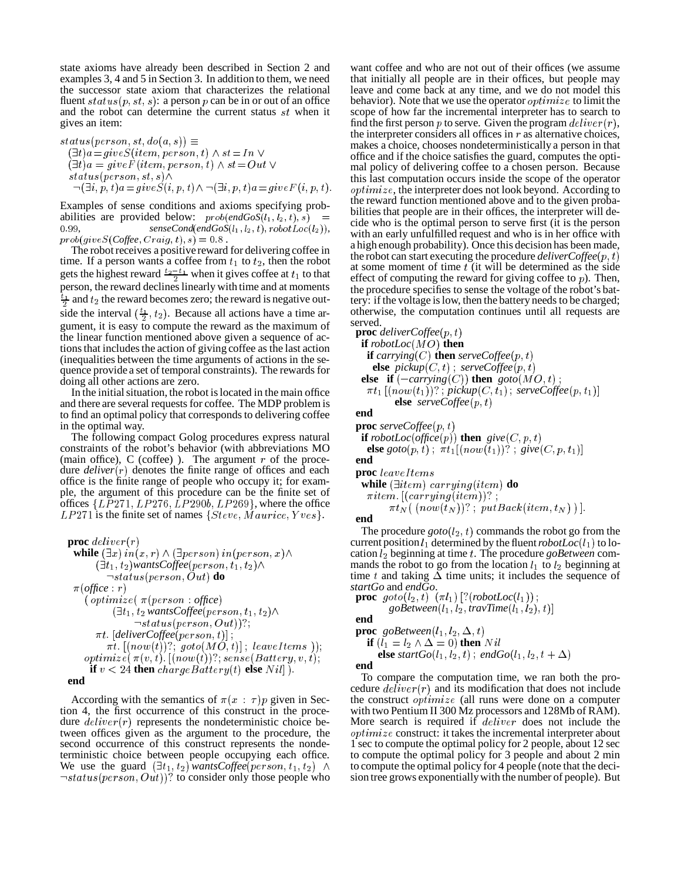state axioms have already been described in Section 2 and examples 3, 4 and 5 in Section 3. In addition to them, we need the successor state axiom that characterizes the relational fluent $status(p, st, s)$: a person $p$ can be in or out of an office and the robot can determine the current status $st$ when it gives an item:

$$
\begin{array}{l}
status(person, st, do(a, s)) \equiv \\
(\exists t) a = giveS(item, person, t) \wedge st = In \vee \\
(\exists t) a = giveF(item, person, t) \wedge st = Out \vee \\
status(person, st, s) \wedge \\
\quad \neg(\exists i, p, t) a = giveS(i, p, t) \wedge \neg(\exists i, p, t) a = giveF(i, p, t).
\end{array}
$$

Examples of sense conditions and axioms specifying probabilities are provided below: $prob(endGoS(l_1, l_2, t), s) = 0.99$, $senseCond(endGoS(l_1, l_2, t), robotLoc(l_2))$, $prob(giveS(Coffee, Craig, t), s) = 0.8$ .

The robot receives a positive reward for delivering coffee in time. If a person wants a coffee from $t_1$ to $t_2$, then the robot gets the highest reward $\frac{t_2 - t_1}{2}$ when it gives coffee at $t_1$ to that person, the reward declines linearly with time and at moments $\frac{t_1}{2}$ and $t_2$ the reward becomes zero; the reward is negative outside the interval $(\frac{t_1}{2}, t_2)$. Because all actions have a time argument, it is easy to compute the reward as the maximum of the linear function mentioned above given a sequence of actions that includes the action of giving coffee as the last action (inequalities between the time arguments of actions in the sequence provide a set of temporal constraints). The rewards for doing all other actions are zero.

In the initial situation, the robot is located in the main office and there are several requests for coffee. The MDP problem is to find an optimal policy that corresponds to delivering coffee in the optimal way.

The following compact Golog procedures express natural constraints of the robot's behavior (with abbreviations MO (main office), C (coffee) ). The argument $r$ of the procedure $deliver(r)$ denotes the finite range of offices and each office is the finite range of people who occupy it; for example, the argument of this procedure can be the finite set of offices $\{LP271, LP276, LP290b, LP269\}$, where the office $LP271$ is the finite set of names $\{Steve, Maurice, Yves\}$.

```
proc deliver(r)
  while (∃x) in(x, r) ∧ (∃person) in(person, x)∧
        (∃t1, t2)wantsCoffee(person, t1, t2)∧
           ¬status(person, Out) do
  π(office : r)
    ( optimize( π(person : office)
          (∃t1, t2 wantsCoffee(person, t1, t2)∧
                ¬status(person, Out))?;
        πt. [deliverCoffee(person, t)] ;
          πt. [(now(t))?; goto(MO, t)] ; leaveItems ));
    optimize( π(v, t). [(now(t))?; sense(Battery, v, t);
      if v < 24 then chargeBattery(t) else Nil] ).
end
```

According with the semantics of $\pi(x : \tau)p$ given in Section 4, the first occurrence of this construct in the procedure $deliver(r)$ represents the nondeterministic choice between offices given as the argument to the procedure, the second occurrence of this construct represents the nondeterministic choice between people occupying each office. We use the guard $(\exists t_1, t_2) wantsCoffee(person, t_1, t_2) \wedge \neg status(person, Out))$? to consider only those people who want coffee and who are not out of their offices (we assume that initially all people are in their offices, but people may leave and come back at any time, and we do not model this behavior). Note that we use the operator $optimize$ to limit the scope of how far the incremental interpreter has to search to find the first person $p$ to serve. Given the program $deliver(r)$, the interpreter considers all offices in $r$ as alternative choices, makes a choice, chooses nondeterministically a person in that office and if the choice satisfies the guard, computes the optimal policy of delivering coffee to a chosen person. Because this last computation occurs inside the scope of the operator $optimize$, the interpreter does not look beyond. According to the reward function mentioned above and to the given probabilities that people are in their offices, the interpreter will decide who is the optimal person to serve first (it is the person with an early unfulfilled request and who is in her office with a high enough probability). Once this decision has been made, the robot can start executing the procedure $deliverCoffee(p, t)$ at some moment of time $t$ (it will be determined as the side effect of computing the reward for giving coffee to $p$). Then, the procedure specifies to sense the voltage of the robot's battery: if the voltage is low, then the battery needs to be charged; otherwise, the computation continues until all requests are served.

```
proc deliverCoffee(p, t)
  if robotLoc(MO) then
    if carrying(C) then serveCoffee(p, t)
      else pickup(C, t) ; serveCoffee(p, t)
  else if (¬carrying(C)) then goto(MO, t) ;
    πt1 [(now(t1))? ; pickup(C, t1) ; serveCoffee(p, t1)]
         else serveCoffee(p, t)
end
proc serveCoffee(p, t)
  if robotLoc(office(p)) then give(C, p, t)
    else goto(p, t) ; πt1[(now(t1))? ; give(C, p, t1)]
end
proc leaveItems
  while (∃item) carrying(item) do
    πitem. [(carrying(item))? ;
          πtN( (now(tN))? ; putBack(item, tN) ) ].
end
```

The procedure $goto(l_2, t)$ commands the robot go from the current position $l_1$ determined by the fluent $robotLoc(l_1)$ to location $l_2$ beginning at time $t$. The procedure $goBetween$ commands the robot to go from the location $l_1$ to $l_2$ beginning at time $t$ and taking $\Delta$ time units; it includes the sequence of $startGo$ and $endGo$.

```
proc goto(l2, t) (πl1) [?(robotLoc(l1)) ;
       goBetween(l1, l2, travTime(l1, l2), t)]
end
proc goBetween(l1, l2, Δ, t)
  if (l1 = l2 ∧ Δ = 0) then Nil
     else startGo(l1, l2, t) ; endGo(l1, l2, t + Δ)
end
```

To compare the computation time, we ran both the procedure $deliver(r)$ and its modification that does not include the construct $optimize$ (all runs were done on a computer with two Pentium II 300 Mz processors and 128Mb of RAM). More search is required if $deliver$ does not include the $optimize$ construct: it takes the incremental interpreter about 1 sec to compute the optimal policy for 2 people, about 12 sec to compute the optimal policy for 3 people and about 2 min to compute the optimal policy for 4 people (note that the decision tree grows exponentially with the number of people). But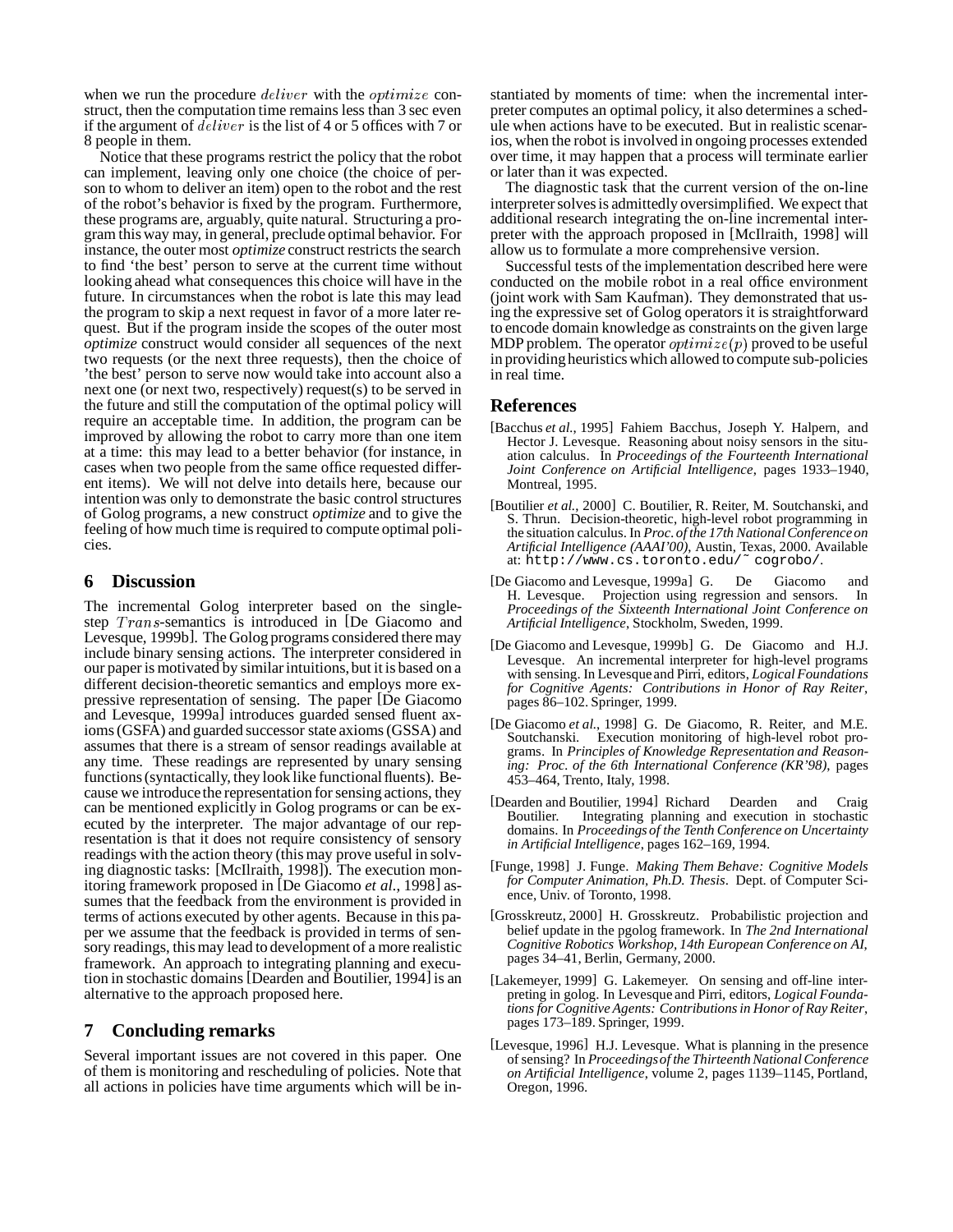when we run the procedure $deliver$ with the $optimize$ construct, then the computation time remains less than 3 sec even if the argument of $deliver$ is the list of 4 or 5 offices with 7 or 8 people in them.

Notice that these programs restrict the policy that the robot can implement, leaving only one choice (the choice of person to whom to deliver an item) open to the robot and the rest of the robot's behavior is fixed by the program. Furthermore, these programs are, arguably, quite natural. Structuring a program this way may, in general, preclude optimal behavior. For instance, the outer most *optimize* construct restricts the search to find 'the best' person to serve at the current time without looking ahead what consequences this choice will have in the future. In circumstances when the robot is late this may lead the program to skip a next request in favor of a more later request. But if the program inside the scopes of the outer most *optimize* construct would consider all sequences of the next two requests (or the next three requests), then the choice of 'the best' person to serve now would take into account also a next one (or next two, respectively) request(s) to be served in the future and still the computation of the optimal policy will require an acceptable time. In addition, the program can be improved by allowing the robot to carry more than one item at a time: this may lead to a better behavior (for instance, in cases when two people from the same office requested different items). We will not delve into details here, because our intention was only to demonstrate the basic control structures of Golog programs, a new construct *optimize* and to give the feeling of how much time is required to compute optimal policies.

## 6 Discussion

The incremental Golog interpreter based on the single-step $Trans$-semantics is introduced in [De Giacomo and Levesque, 1999b]. The Golog programs considered there may include binary sensing actions. The interpreter considered in our paper is motivated by similar intuitions, but it is based on a different decision-theoretic semantics and employs more expressive representation of sensing. The paper [De Giacomo and Levesque, 1999a] introduces guarded sensed fluent axioms (GSFA) and guarded successor state axioms (GSSA) and assumes that there is a stream of sensor readings available at any time. These readings are represented by unary sensing functions (syntactically, they look like functional fluents). Because we introduce the representation for sensing actions, they can be mentioned explicitly in Golog programs or can be executed by the interpreter. The major advantage of our representation is that it does not require consistency of sensory readings with the action theory (this may prove useful in solving diagnostic tasks: [McIlraith, 1998]). The execution monitoring framework proposed in [De Giacomo *et al.*, 1998] assumes that the feedback from the environment is provided in terms of actions executed by other agents. Because in this paper we assume that the feedback is provided in terms of sensory readings, this may lead to development of a more realistic framework. An approach to integrating planning and execution in stochastic domains [Dearden and Boutilier, 1994] is an alternative to the approach proposed here.

## 7 Concluding remarks

Several important issues are not covered in this paper. One of them is monitoring and rescheduling of policies. Note that all actions in policies have time arguments which will be instantiated by moments of time: when the incremental interpreter computes an optimal policy, it also determines a schedule when actions have to be executed. But in realistic scenarios, when the robot is involved in ongoing processes extended over time, it may happen that a process will terminate earlier or later than it was expected.

The diagnostic task that the current version of the on-line interpreter solves is admittedly oversimplified. We expect that additional research integrating the on-line incremental interpreter with the approach proposed in [McIlraith, 1998] will allow us to formulate a more comprehensive version.

Successful tests of the implementation described here were conducted on the mobile robot in a real office environment (joint work with Sam Kaufman). They demonstrated that using the expressive set of Golog operators it is straightforward to encode domain knowledge as constraints on the given large MDP problem. The operator $optimize(p)$ proved to be useful in providing heuristics which allowed to compute sub-policies in real time.

## References

[Bacchus *et al.*, 1995] Fahiem Bacchus, Joseph Y. Halpern, and Hector J. Levesque. Reasoning about noisy sensors in the situation calculus. In *Proceedings of the Fourteenth International Joint Conference on Artificial Intelligence*, pages 1933–1940, Montreal, 1995.

[Boutilier *et al.*, 2000] C. Boutilier, R. Reiter, M. Soutchanski, and S. Thrun. Decision-theoretic, high-level robot programming in the situation calculus. In *Proc. of the 17th National Conference on Artificial Intelligence (AAAI'00)*, Austin, Texas, 2000. Available at: http://www.cs.toronto.edu/~ cogrobo/.

[De Giacomo and Levesque, 1999a] G. De Giacomo and H. Levesque. Projection using regression and sensors. In *Proceedings of the Sixteenth International Joint Conference on Artificial Intelligence*, Stockholm, Sweden, 1999.

[De Giacomo and Levesque, 1999b] G. De Giacomo and H.J. Levesque. An incremental interpreter for high-level programs with sensing. In Levesque and Pirri, editors, *Logical Foundations for Cognitive Agents: Contributions in Honor of Ray Reiter*, pages 86–102. Springer, 1999.

[De Giacomo *et al.*, 1998] G. De Giacomo, R. Reiter, and M.E. Soutchanski. Execution monitoring of high-level robot programs. In *Principles of Knowledge Representation and Reasoning: Proc. of the 6th International Conference (KR'98)*, pages 453–464, Trento, Italy, 1998.

[Dearden and Boutilier, 1994] Richard Dearden and Craig Boutilier. Integrating planning and execution in stochastic domains. In *Proceedings of the Tenth Conference on Uncertainty in Artificial Intelligence*, pages 162–169, 1994.

[Funge, 1998] J. Funge. *Making Them Behave: Cognitive Models for Computer Animation, Ph.D. Thesis*. Dept. of Computer Science, Univ. of Toronto, 1998.

[Grosskreutz, 2000] H. Grosskreutz. Probabilistic projection and belief update in the pgolog framework. In *The 2nd International Cognitive Robotics Workshop, 14th European Conference on AI*, pages 34–41, Berlin, Germany, 2000.

[Lakemeyer, 1999] G. Lakemeyer. On sensing and off-line interpreting in golog. In Levesque and Pirri, editors, *Logical Foundations for Cognitive Agents: Contributions in Honor of Ray Reiter*, pages 173–189. Springer, 1999.

[Levesque, 1996] H.J. Levesque. What is planning in the presence of sensing? In *Proceedings of the Thirteenth National Conference on Artificial Intelligence*, volume 2, pages 1139–1145, Portland, Oregon, 1996.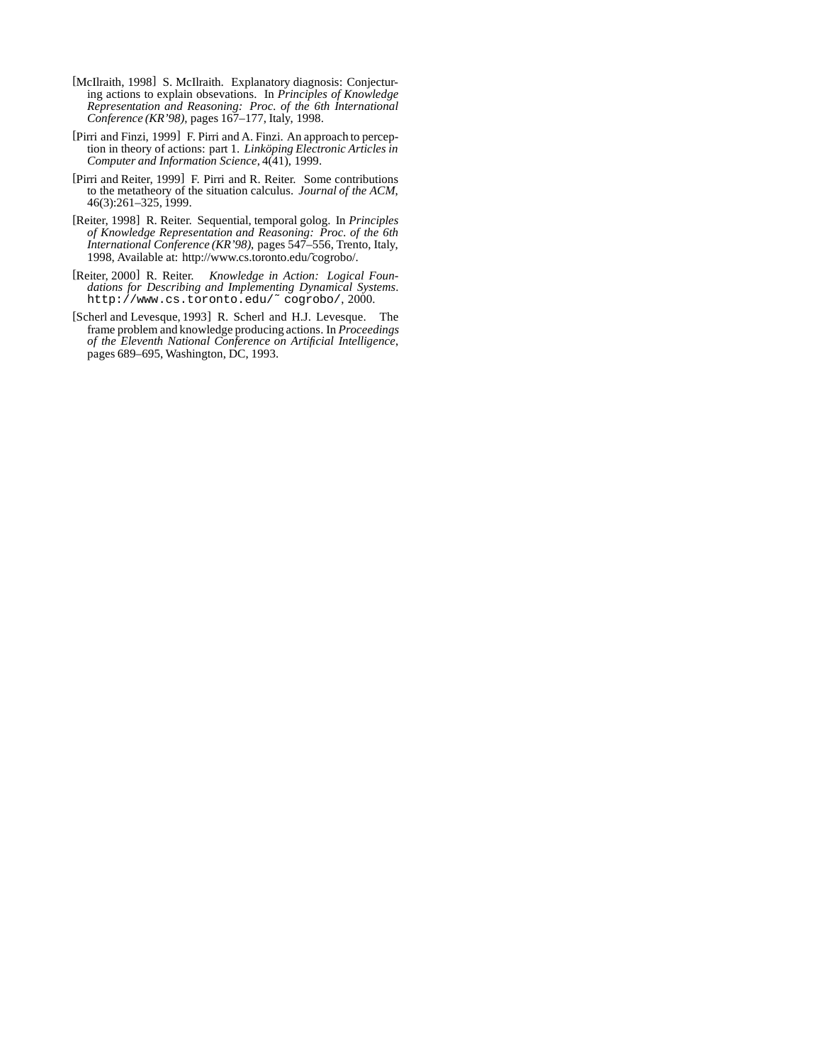[McIlraith, 1998] S. McIlraith. Explanatory diagnosis: Conjecturing actions to explain obsevations. In *Principles of Knowledge Representation and Reasoning: Proc. of the 6th International Conference (KR'98)*, pages 167–177, Italy, 1998.

[Pirri and Finzi, 1999] F. Pirri and A. Finzi. An approach to perception in theory of actions: part 1. *Linköping Electronic Articles in Computer and Information Science*, 4(41), 1999.

[Pirri and Reiter, 1999] F. Pirri and R. Reiter. Some contributions to the metatheory of the situation calculus. *Journal of the ACM*, 46(3):261–325, 1999.

[Reiter, 1998] R. Reiter. Sequential, temporal golog. In *Principles of Knowledge Representation and Reasoning: Proc. of the 6th International Conference (KR'98)*, pages 547–556, Trento, Italy, 1998, Available at: http://www.cs.toronto.edu/˜cogrobo/.

[Reiter, 2000] R. Reiter. *Knowledge in Action: Logical Foundations for Describing and Implementing Dynamical Systems*. `http://www.cs.toronto.edu/˜ cogrobo/`, 2000.

[Scherl and Levesque, 1993] R. Scherl and H.J. Levesque. The frame problem and knowledge producing actions. In *Proceedings of the Eleventh National Conference on Artificial Intelligence*, pages 689–695, Washington, DC, 1993.